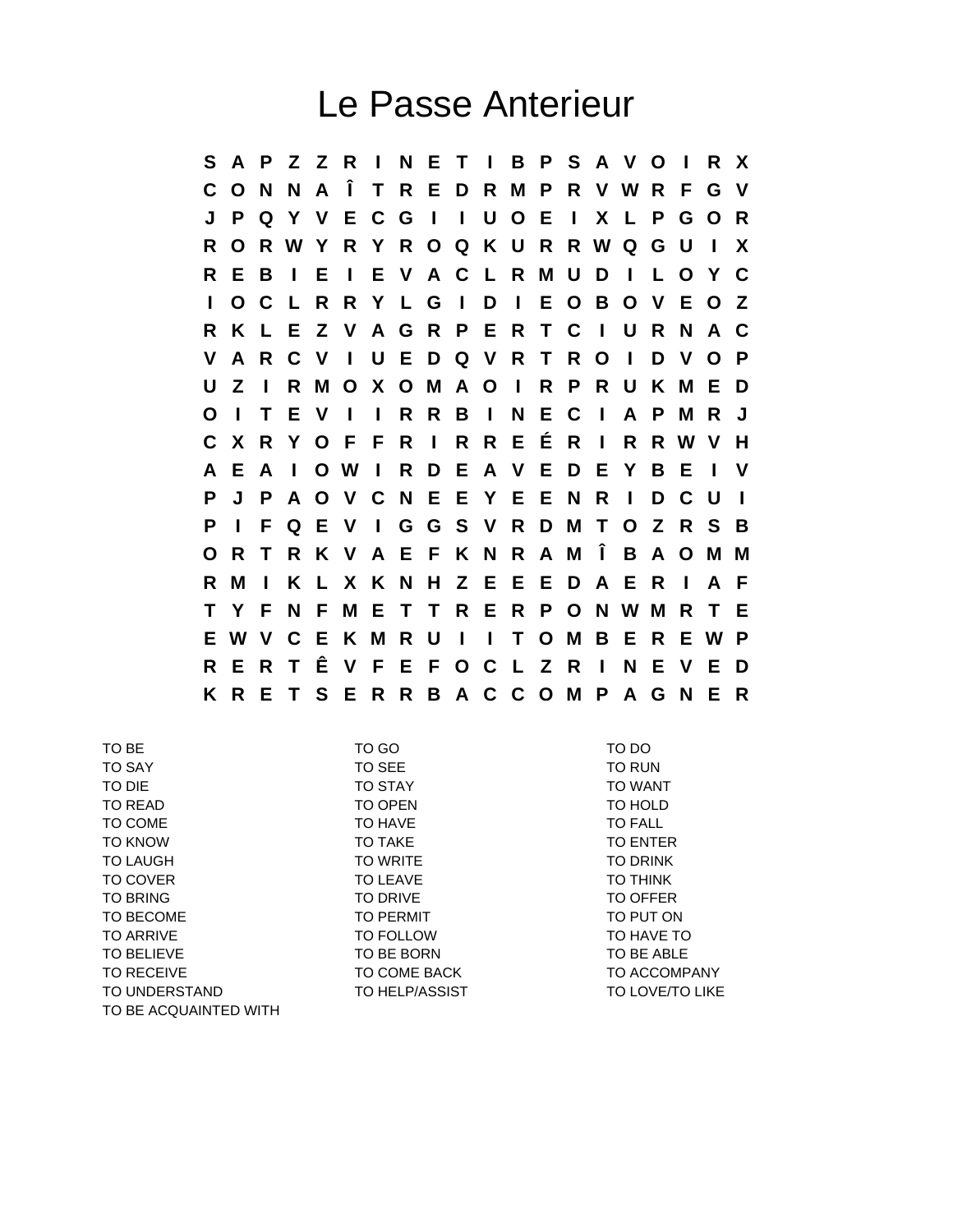# Le Passe Anterieur

```
S A P Z Z R I N E T I B P S A V O I R X
C O N N A Î T R E D R M P R V W R F G V
J P Q Y V E C G I I U O E I X L P G O R
R O R W Y R Y R O Q K U R R W Q G U I X
R E B I E I E V A C L R M U D I L O Y C
I O C L R R Y L G I D I E O B O V E O Z
R K L E Z V A G R P E R T C I U R N A C
V A R C V I U E D Q V R T R O I D V O P
U Z I R M O X O M A O I R P R U K M E D
O I T E V I I R R B I N E C I A P M R J
C X R Y O F F R I R R E É R I R R W V H
A E A I O W I R D E A V E D E Y B E I V
P J P A O V C N E E Y E E N R I D C U I
P I F Q E V I G G S V R D M T O Z R S B
O R T R K V A E F K N R A M Î B A O M M
R M I K L X K N H Z E E E D A E R I A F
T Y F N F M E T T R E R P O N W M R T E
E W V C E K M R U I I T O M B E R E W P
R E R T Ê V F E F O C L Z R I N E V E D
K R E T S E R R B A C C O M P A G N E R
```

| | | |
|---|---|---|
| TO BE | TO GO | TO DO |
| TO SAY | TO SEE | TO RUN |
| TO DIE | TO STAY | TO WANT |
| TO READ | TO OPEN | TO HOLD |
| TO COME | TO HAVE | TO FALL |
| TO KNOW | TO TAKE | TO ENTER |
| TO LAUGH | TO WRITE | TO DRINK |
| TO COVER | TO LEAVE | TO THINK |
| TO BRING | TO DRIVE | TO OFFER |
| TO BECOME | TO PERMIT | TO PUT ON |
| TO ARRIVE | TO FOLLOW | TO HAVE TO |
| TO BELIEVE | TO BE BORN | TO BE ABLE |
| TO RECEIVE | TO COME BACK | TO ACCOMPANY |
| TO UNDERSTAND | TO HELP/ASSIST | TO LOVE/TO LIKE |
| TO BE ACQUAINTED WITH | | |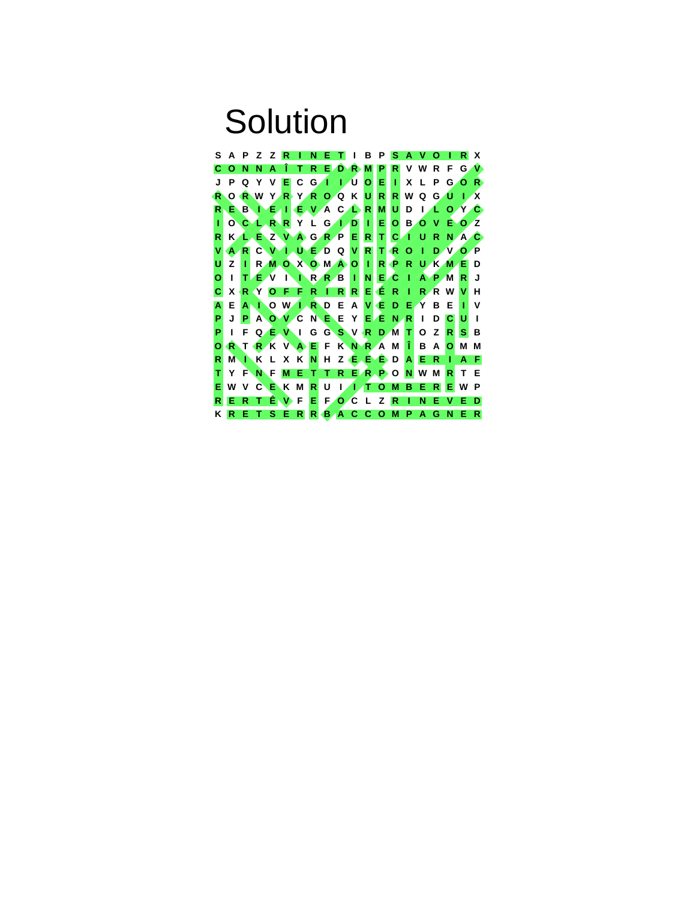# Solution

| | | | | | | | | | | | | | | | | | | | |
|---|---|---|---|---|---|---|---|---|---|---|---|---|---|---|---|---|---|---|---|
| S | A | P | Z | Z | R | I | N | E | T | I | B | P | S | A | V | O | I | R | X |
| C | O | N | N | A | Î | T | R | E | D | R | M | P | R | V | W | R | F | G | V |
| J | P | Q | Y | V | E | C | G | I | I | U | O | E | I | X | L | P | G | O | R |
| R | O | R | W | Y | R | Y | R | O | Q | K | U | R | R | W | Q | G | U | I | X |
| R | E | B | I | E | I | E | V | A | C | L | R | M | U | D | I | L | O | Y | C |
| I | O | C | L | R | R | Y | L | G | I | D | I | E | O | B | O | V | E | O | Z |
| R | K | L | E | Z | V | A | G | R | P | E | R | T | C | I | U | R | N | A | C |
| V | A | R | C | V | I | U | E | D | Q | V | R | T | R | O | I | D | V | O | P |
| U | Z | I | R | M | O | X | O | M | A | O | I | R | P | R | U | K | M | E | D |
| O | I | T | E | V | I | I | R | R | B | I | N | E | C | I | A | P | M | R | J |
| C | X | R | Y | O | F | F | R | I | R | R | E | É | R | I | R | R | W | V | H |
| A | E | A | I | O | W | I | R | D | E | A | V | E | D | E | Y | B | E | I | V |
| P | J | P | A | O | V | C | N | E | E | Y | E | E | N | R | I | D | C | U | I |
| P | I | F | Q | E | V | I | G | G | S | V | R | D | M | T | O | Z | R | S | B |
| O | R | T | R | K | V | A | E | F | K | N | R | A | M | Î | B | A | O | M | M |
| R | M | I | K | L | X | K | N | H | Z | E | E | E | D | A | E | R | I | A | F |
| T | Y | F | N | F | M | E | T | T | R | E | R | P | O | N | W | M | R | T | E |
| E | W | V | C | E | K | M | R | U | I | I | T | O | M | B | E | R | E | W | P |
| R | E | R | T | Ê | V | F | E | F | O | C | L | Z | R | I | N | E | V | E | D |
| K | R | E | T | S | E | R | R | B | A | C | C | O | M | P | A | G | N | E | R |